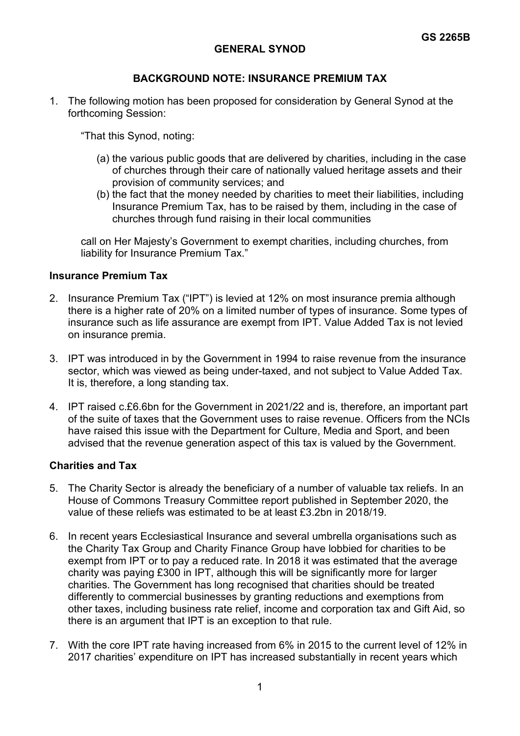GS 2265B

**GENERAL SYNOD**

**BACKGROUND NOTE: INSURANCE PREMIUM TAX**

1. The following motion has been proposed for consideration by General Synod at the forthcoming Session:

   "That this Synod, noting:

   (a) the various public goods that are delivered by charities, including in the case of churches through their care of nationally valued heritage assets and their provision of community services; and

   (b) the fact that the money needed by charities to meet their liabilities, including Insurance Premium Tax, has to be raised by them, including in the case of churches through fund raising in their local communities

   call on Her Majesty's Government to exempt charities, including churches, from liability for Insurance Premium Tax."

**Insurance Premium Tax**

2. Insurance Premium Tax ("IPT") is levied at 12% on most insurance premia although there is a higher rate of 20% on a limited number of types of insurance. Some types of insurance such as life assurance are exempt from IPT. Value Added Tax is not levied on insurance premia.

3. IPT was introduced in by the Government in 1994 to raise revenue from the insurance sector, which was viewed as being under-taxed, and not subject to Value Added Tax. It is, therefore, a long standing tax.

4. IPT raised c.£6.6bn for the Government in 2021/22 and is, therefore, an important part of the suite of taxes that the Government uses to raise revenue. Officers from the NCIs have raised this issue with the Department for Culture, Media and Sport, and been advised that the revenue generation aspect of this tax is valued by the Government.

**Charities and Tax**

5. The Charity Sector is already the beneficiary of a number of valuable tax reliefs. In an House of Commons Treasury Committee report published in September 2020, the value of these reliefs was estimated to be at least £3.2bn in 2018/19.

6. In recent years Ecclesiastical Insurance and several umbrella organisations such as the Charity Tax Group and Charity Finance Group have lobbied for charities to be exempt from IPT or to pay a reduced rate. In 2018 it was estimated that the average charity was paying £300 in IPT, although this will be significantly more for larger charities. The Government has long recognised that charities should be treated differently to commercial businesses by granting reductions and exemptions from other taxes, including business rate relief, income and corporation tax and Gift Aid, so there is an argument that IPT is an exception to that rule.

7. With the core IPT rate having increased from 6% in 2015 to the current level of 12% in 2017 charities' expenditure on IPT has increased substantially in recent years which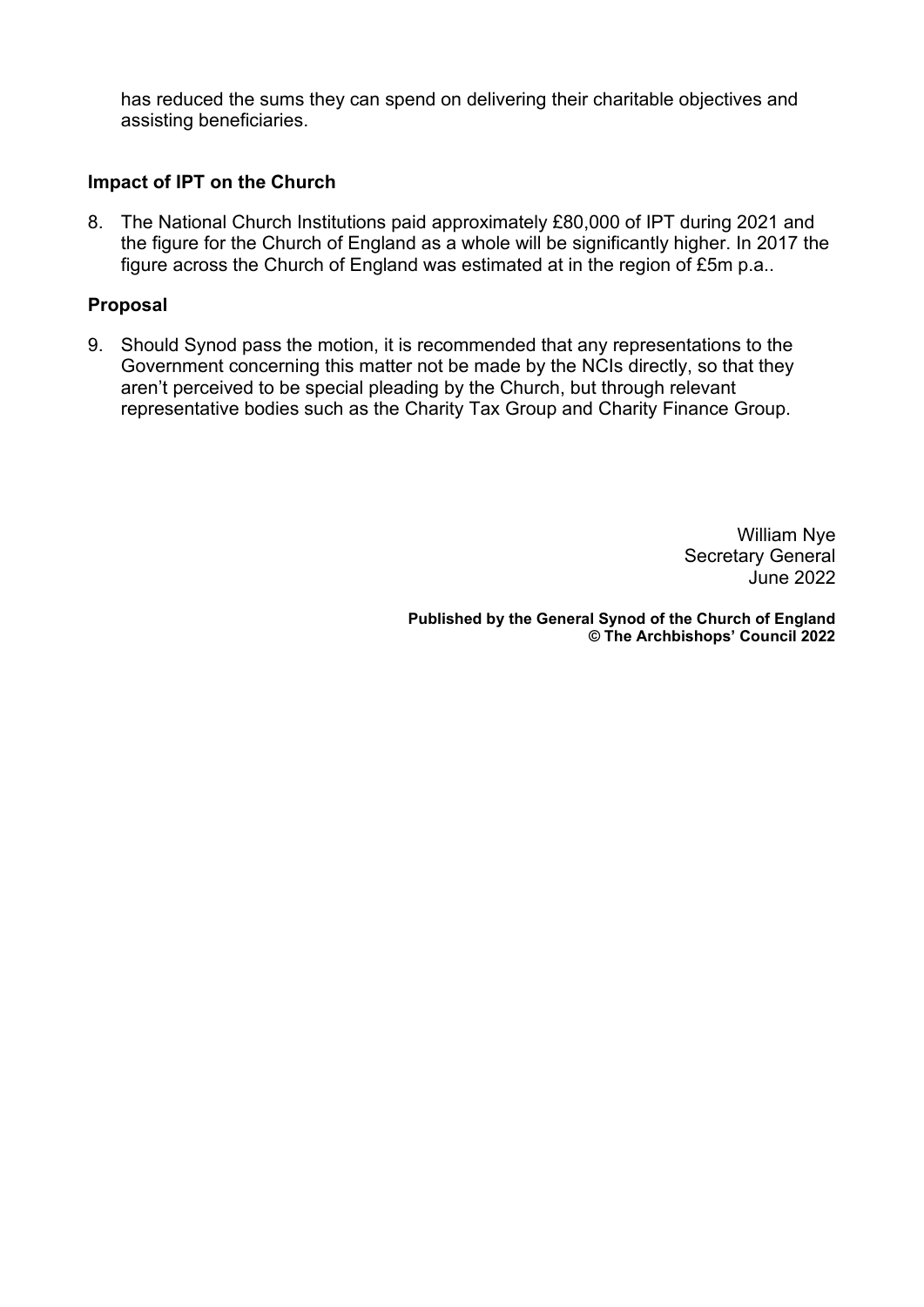has reduced the sums they can spend on delivering their charitable objectives and assisting beneficiaries.

### Impact of IPT on the Church

8. The National Church Institutions paid approximately £80,000 of IPT during 2021 and the figure for the Church of England as a whole will be significantly higher. In 2017 the figure across the Church of England was estimated at in the region of £5m p.a..

### Proposal

9. Should Synod pass the motion, it is recommended that any representations to the Government concerning this matter not be made by the NCIs directly, so that they aren't perceived to be special pleading by the Church, but through relevant representative bodies such as the Charity Tax Group and Charity Finance Group.

William Nye
Secretary General
June 2022

**Published by the General Synod of the Church of England**
**© The Archbishops' Council 2022**